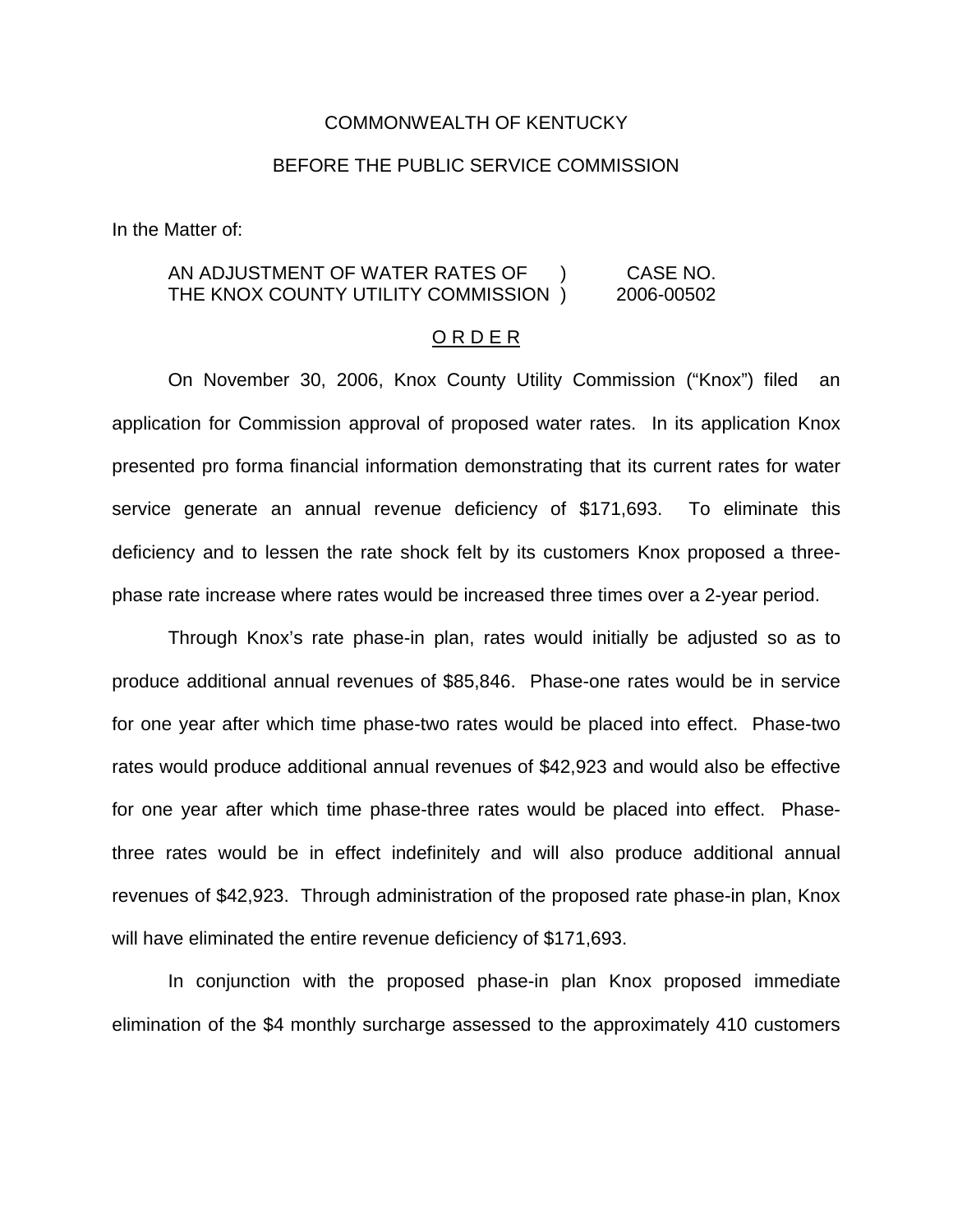COMMONWEALTH OF KENTUCKY

BEFORE THE PUBLIC SERVICE COMMISSION

In the Matter of:

| | | |
|---|---|---|
| AN ADJUSTMENT OF WATER RATES OF THE KNOX COUNTY UTILITY COMMISSION | ) ) | CASE NO. 2006-00502 |

O R D E R

On November 30, 2006, Knox County Utility Commission ("Knox") filed an application for Commission approval of proposed water rates. In its application Knox presented pro forma financial information demonstrating that its current rates for water service generate an annual revenue deficiency of $171,693. To eliminate this deficiency and to lessen the rate shock felt by its customers Knox proposed a three-phase rate increase where rates would be increased three times over a 2-year period.

Through Knox's rate phase-in plan, rates would initially be adjusted so as to produce additional annual revenues of $85,846. Phase-one rates would be in service for one year after which time phase-two rates would be placed into effect. Phase-two rates would produce additional annual revenues of $42,923 and would also be effective for one year after which time phase-three rates would be placed into effect. Phase-three rates would be in effect indefinitely and will also produce additional annual revenues of $42,923. Through administration of the proposed rate phase-in plan, Knox will have eliminated the entire revenue deficiency of $171,693.

In conjunction with the proposed phase-in plan Knox proposed immediate elimination of the $4 monthly surcharge assessed to the approximately 410 customers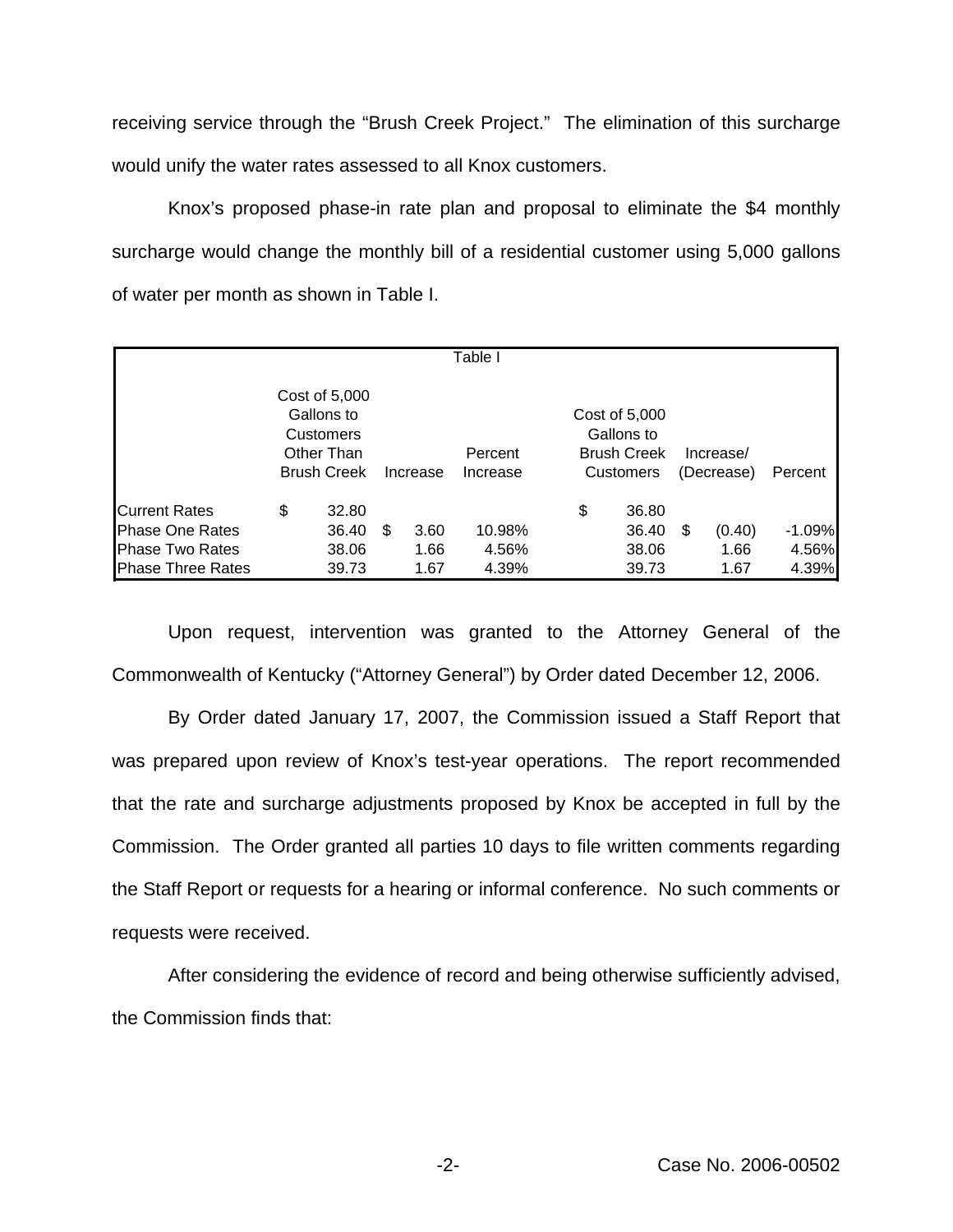receiving service through the "Brush Creek Project." The elimination of this surcharge would unify the water rates assessed to all Knox customers.

Knox's proposed phase-in rate plan and proposal to eliminate the $4 monthly surcharge would change the monthly bill of a residential customer using 5,000 gallons of water per month as shown in Table I.

Table I

| | Cost of 5,000 Gallons to Customers Other Than Brush Creek | Increase | Percent Increase | Cost of 5,000 Gallons to Brush Creek Customers | Increase/ (Decrease) | Percent |
|---|---|---|---|---|---|---|
| Current Rates | $ 32.80 | | | $ 36.80 | | |
| Phase One Rates | 36.40 | $ 3.60 | 10.98% | 36.40 | $ (0.40) | -1.09% |
| Phase Two Rates | 38.06 | 1.66 | 4.56% | 38.06 | 1.66 | 4.56% |
| Phase Three Rates | 39.73 | 1.67 | 4.39% | 39.73 | 1.67 | 4.39% |

Upon request, intervention was granted to the Attorney General of the Commonwealth of Kentucky ("Attorney General") by Order dated December 12, 2006.

By Order dated January 17, 2007, the Commission issued a Staff Report that was prepared upon review of Knox's test-year operations. The report recommended that the rate and surcharge adjustments proposed by Knox be accepted in full by the Commission. The Order granted all parties 10 days to file written comments regarding the Staff Report or requests for a hearing or informal conference. No such comments or requests were received.

After considering the evidence of record and being otherwise sufficiently advised, the Commission finds that: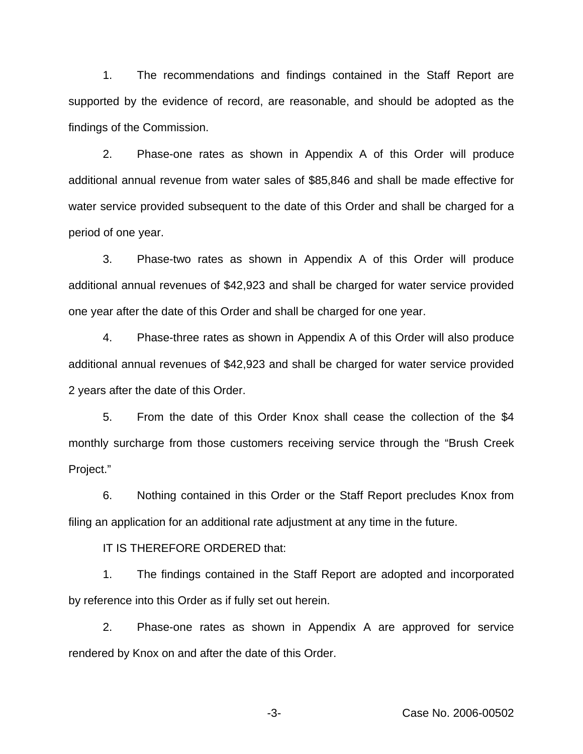1. The recommendations and findings contained in the Staff Report are supported by the evidence of record, are reasonable, and should be adopted as the findings of the Commission.

2. Phase-one rates as shown in Appendix A of this Order will produce additional annual revenue from water sales of $85,846 and shall be made effective for water service provided subsequent to the date of this Order and shall be charged for a period of one year.

3. Phase-two rates as shown in Appendix A of this Order will produce additional annual revenues of $42,923 and shall be charged for water service provided one year after the date of this Order and shall be charged for one year.

4. Phase-three rates as shown in Appendix A of this Order will also produce additional annual revenues of $42,923 and shall be charged for water service provided 2 years after the date of this Order.

5. From the date of this Order Knox shall cease the collection of the $4 monthly surcharge from those customers receiving service through the "Brush Creek Project."

6. Nothing contained in this Order or the Staff Report precludes Knox from filing an application for an additional rate adjustment at any time in the future.

IT IS THEREFORE ORDERED that:

1. The findings contained in the Staff Report are adopted and incorporated by reference into this Order as if fully set out herein.

2. Phase-one rates as shown in Appendix A are approved for service rendered by Knox on and after the date of this Order.

Case No. 2006-00502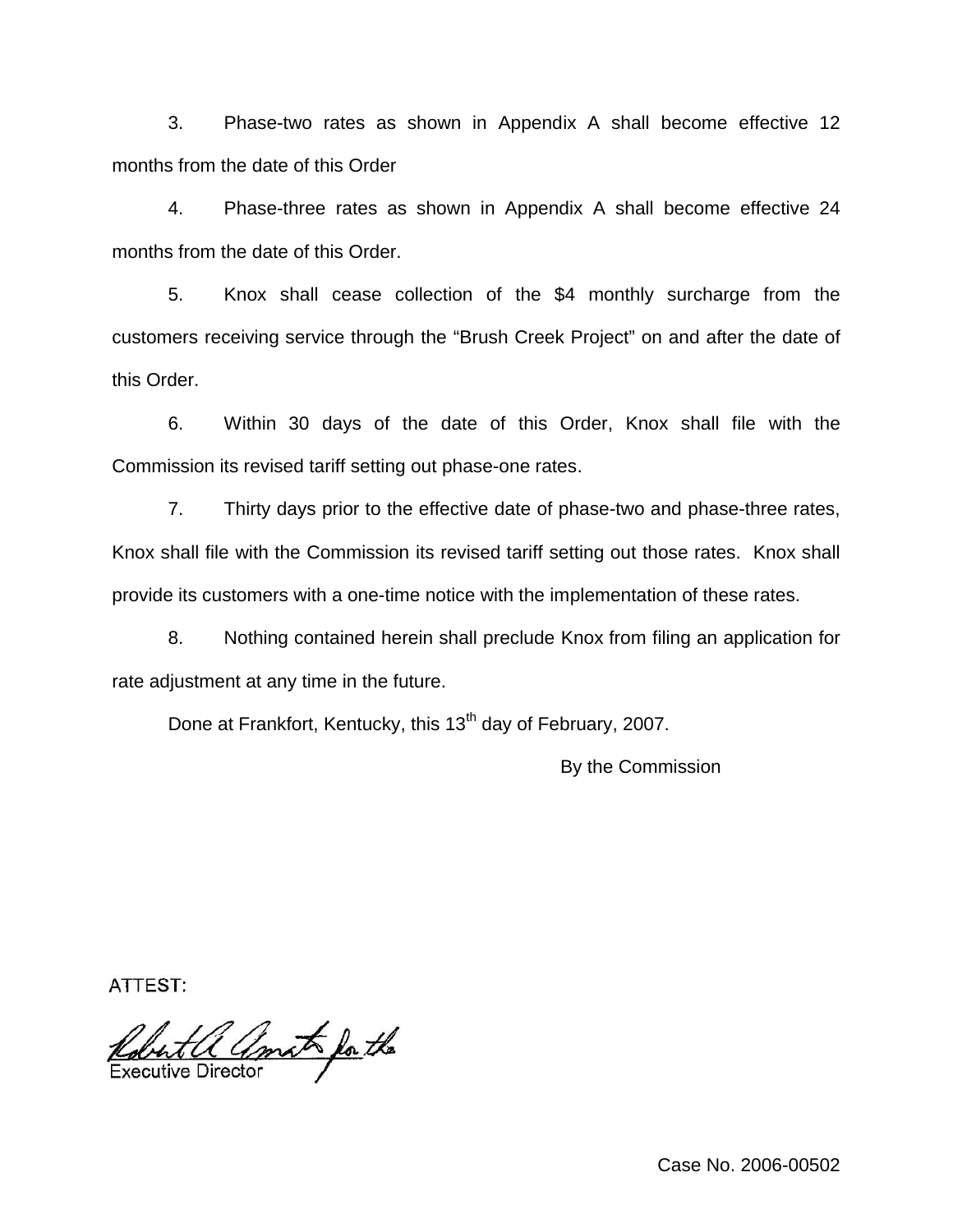3. Phase-two rates as shown in Appendix A shall become effective 12 months from the date of this Order

4. Phase-three rates as shown in Appendix A shall become effective 24 months from the date of this Order.

5. Knox shall cease collection of the $4 monthly surcharge from the customers receiving service through the "Brush Creek Project" on and after the date of this Order.

6. Within 30 days of the date of this Order, Knox shall file with the Commission its revised tariff setting out phase-one rates.

7. Thirty days prior to the effective date of phase-two and phase-three rates, Knox shall file with the Commission its revised tariff setting out those rates. Knox shall provide its customers with a one-time notice with the implementation of these rates.

8. Nothing contained herein shall preclude Knox from filing an application for rate adjustment at any time in the future.

Done at Frankfort, Kentucky, this 13th day of February, 2007.

By the Commission

ATTEST:

Robert A. Amato for the
Executive Director

Case No. 2006-00502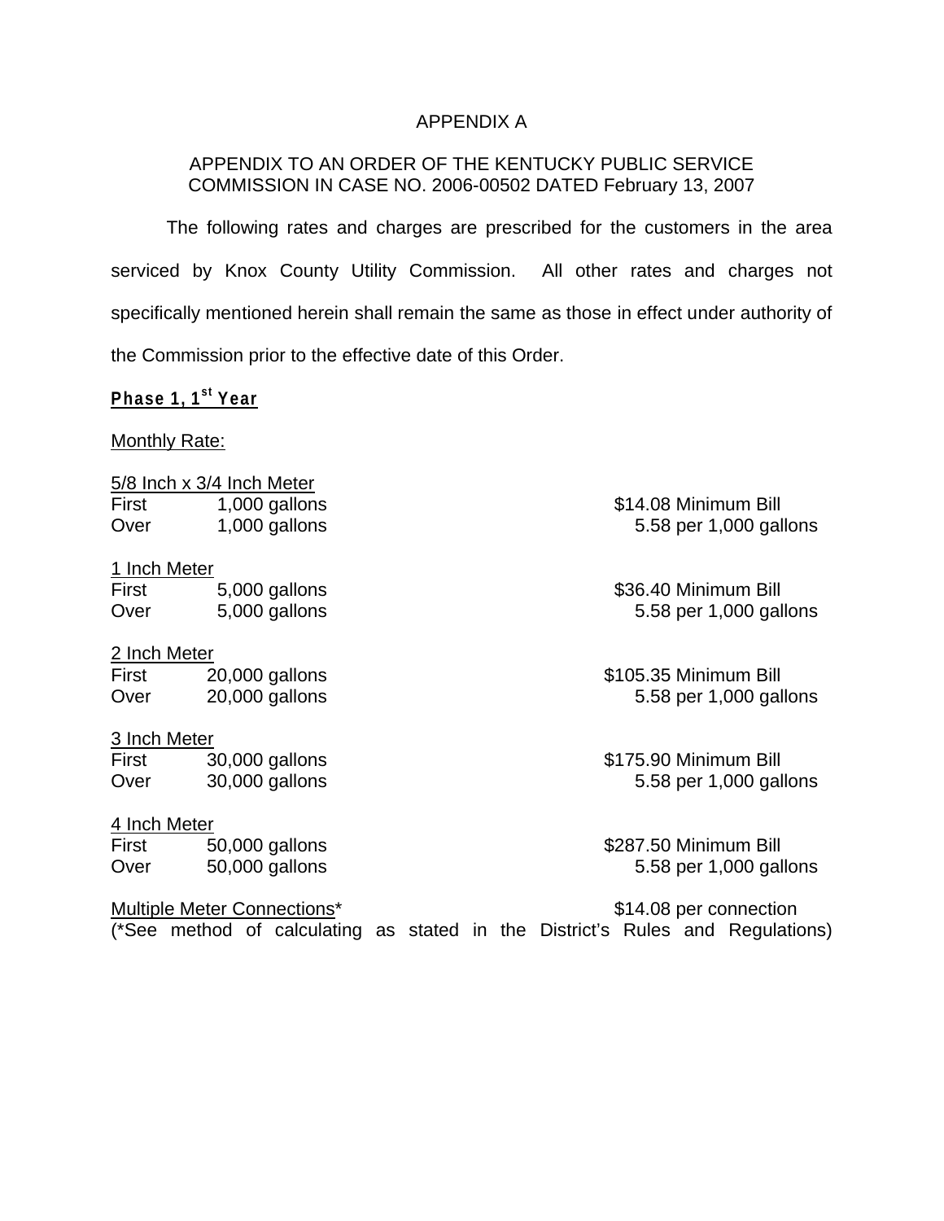# APPENDIX A

## APPENDIX TO AN ORDER OF THE KENTUCKY PUBLIC SERVICE COMMISSION IN CASE NO. 2006-00502 DATED February 13, 2007

The following rates and charges are prescribed for the customers in the area serviced by Knox County Utility Commission. All other rates and charges not specifically mentioned herein shall remain the same as those in effect under authority of the Commission prior to the effective date of this Order.

**Phase 1, 1st Year**

Monthly Rate:

| 5/8 Inch x 3/4 Inch Meter | | |
|---|---|---|
| First | 1,000 gallons | $14.08 Minimum Bill |
| Over | 1,000 gallons | 5.58 per 1,000 gallons |
| **1 Inch Meter** | | |
| First | 5,000 gallons | $36.40 Minimum Bill |
| Over | 5,000 gallons | 5.58 per 1,000 gallons |
| **2 Inch Meter** | | |
| First | 20,000 gallons | $105.35 Minimum Bill |
| Over | 20,000 gallons | 5.58 per 1,000 gallons |
| **3 Inch Meter** | | |
| First | 30,000 gallons | $175.90 Minimum Bill |
| Over | 30,000 gallons | 5.58 per 1,000 gallons |
| **4 Inch Meter** | | |
| First | 50,000 gallons | $287.50 Minimum Bill |
| Over | 50,000 gallons | 5.58 per 1,000 gallons |

Multiple Meter Connections* $14.08 per connection

(*See method of calculating as stated in the District's Rules and Regulations)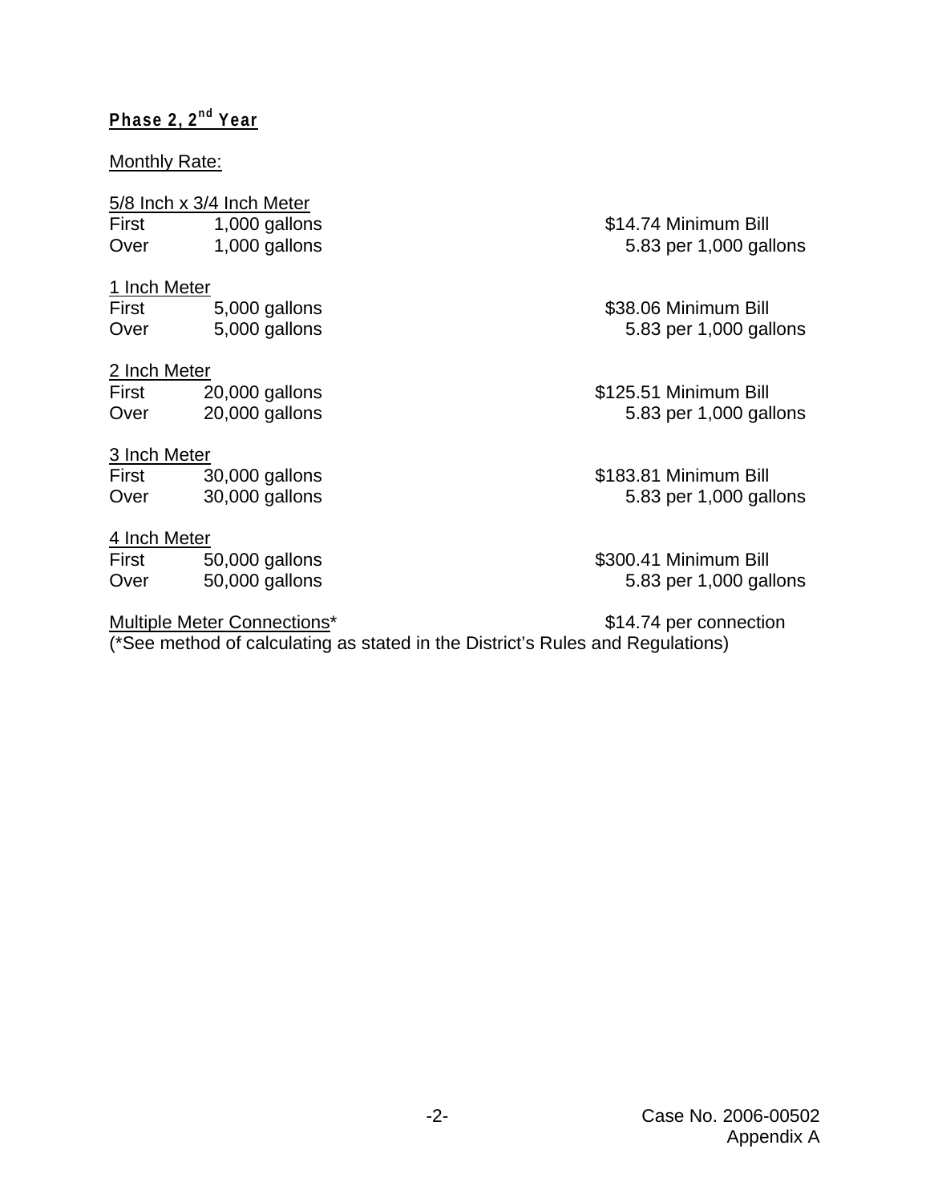**<u>Phase 2, 2nd Year</u>**

<u>Monthly Rate:</u>

<u>5/8 Inch x 3/4 Inch Meter</u>

| | | |
|---|---|---|
| First | 1,000 gallons | $14.74 Minimum Bill |
| Over | 1,000 gallons | 5.83 per 1,000 gallons |

<u>1 Inch Meter</u>

| | | |
|---|---|---|
| First | 5,000 gallons | $38.06 Minimum Bill |
| Over | 5,000 gallons | 5.83 per 1,000 gallons |

<u>2 Inch Meter</u>

| | | |
|---|---|---|
| First | 20,000 gallons | $125.51 Minimum Bill |
| Over | 20,000 gallons | 5.83 per 1,000 gallons |

<u>3 Inch Meter</u>

| | | |
|---|---|---|
| First | 30,000 gallons | $183.81 Minimum Bill |
| Over | 30,000 gallons | 5.83 per 1,000 gallons |

<u>4 Inch Meter</u>

| | | |
|---|---|---|
| First | 50,000 gallons | $300.41 Minimum Bill |
| Over | 50,000 gallons | 5.83 per 1,000 gallons |

<u>Multiple Meter Connections</u>* $14.74 per connection

(*See method of calculating as stated in the District's Rules and Regulations)

Case No. 2006-00502
Appendix A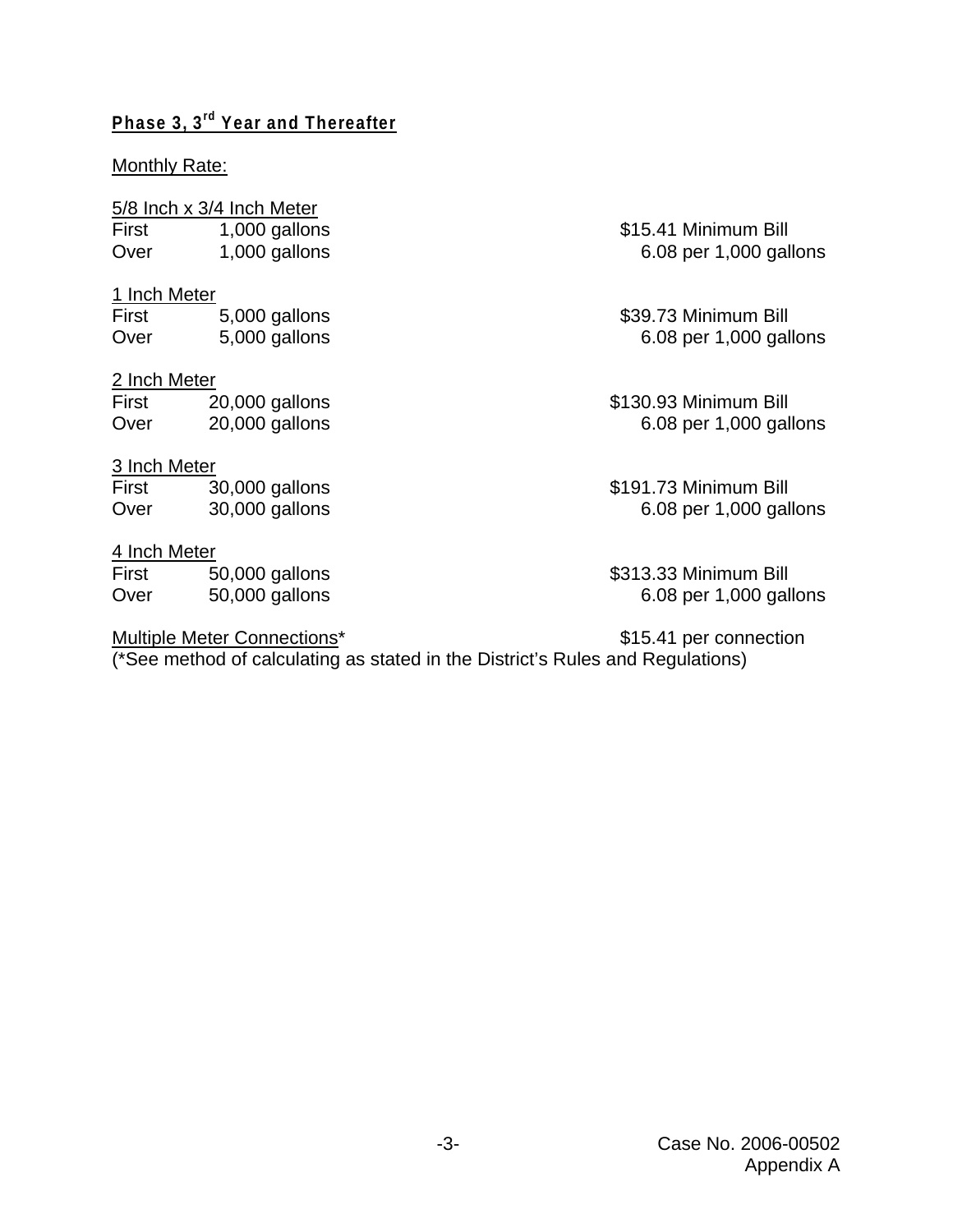**Phase 3, 3rd Year and Thereafter**

Monthly Rate:

5/8 Inch x 3/4 Inch Meter

| | | |
|---|---|---|
| First | 1,000 gallons | \$15.41 Minimum Bill |
| Over | 1,000 gallons | 6.08 per 1,000 gallons |

1 Inch Meter

| | | |
|---|---|---|
| First | 5,000 gallons | \$39.73 Minimum Bill |
| Over | 5,000 gallons | 6.08 per 1,000 gallons |

2 Inch Meter

| | | |
|---|---|---|
| First | 20,000 gallons | \$130.93 Minimum Bill |
| Over | 20,000 gallons | 6.08 per 1,000 gallons |

3 Inch Meter

| | | |
|---|---|---|
| First | 30,000 gallons | \$191.73 Minimum Bill |
| Over | 30,000 gallons | 6.08 per 1,000 gallons |

4 Inch Meter

| | | |
|---|---|---|
| First | 50,000 gallons | \$313.33 Minimum Bill |
| Over | 50,000 gallons | 6.08 per 1,000 gallons |

Multiple Meter Connections* — \$15.41 per connection

(*See method of calculating as stated in the District's Rules and Regulations)

Case No. 2006-00502
Appendix A